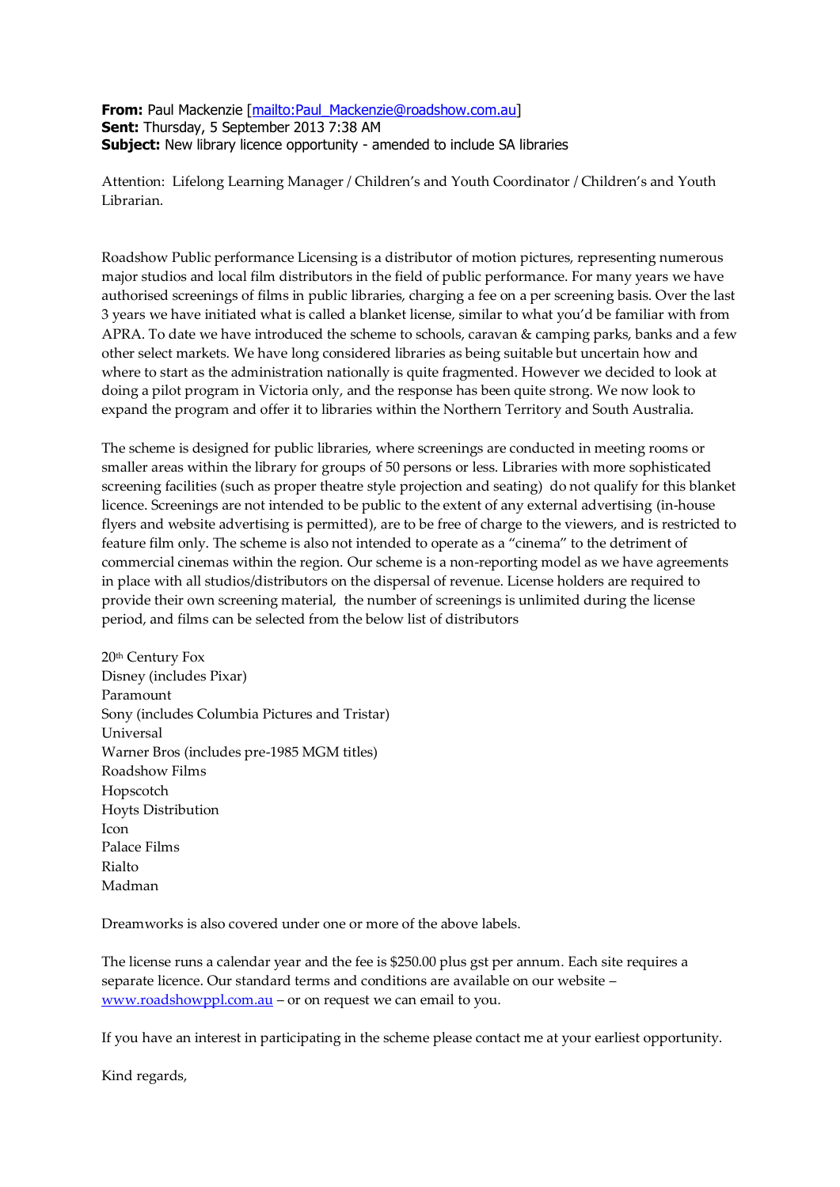**From:** Paul Mackenzie [mailto:Paul_Mackenzie@roadshow.com.au]
**Sent:** Thursday, 5 September 2013 7:38 AM
**Subject:** New library licence opportunity - amended to include SA libraries

Attention: Lifelong Learning Manager / Children's and Youth Coordinator / Children's and Youth Librarian.

Roadshow Public performance Licensing is a distributor of motion pictures, representing numerous major studios and local film distributors in the field of public performance. For many years we have authorised screenings of films in public libraries, charging a fee on a per screening basis. Over the last 3 years we have initiated what is called a blanket license, similar to what you'd be familiar with from APRA. To date we have introduced the scheme to schools, caravan & camping parks, banks and a few other select markets. We have long considered libraries as being suitable but uncertain how and where to start as the administration nationally is quite fragmented. However we decided to look at doing a pilot program in Victoria only, and the response has been quite strong. We now look to expand the program and offer it to libraries within the Northern Territory and South Australia.

The scheme is designed for public libraries, where screenings are conducted in meeting rooms or smaller areas within the library for groups of 50 persons or less. Libraries with more sophisticated screening facilities (such as proper theatre style projection and seating) do not qualify for this blanket licence. Screenings are not intended to be public to the extent of any external advertising (in-house flyers and website advertising is permitted), are to be free of charge to the viewers, and is restricted to feature film only. The scheme is also not intended to operate as a "cinema" to the detriment of commercial cinemas within the region. Our scheme is a non-reporting model as we have agreements in place with all studios/distributors on the dispersal of revenue. License holders are required to provide their own screening material, the number of screenings is unlimited during the license period, and films can be selected from the below list of distributors

20th Century Fox
Disney (includes Pixar)
Paramount
Sony (includes Columbia Pictures and Tristar)
Universal
Warner Bros (includes pre-1985 MGM titles)
Roadshow Films
Hopscotch
Hoyts Distribution
Icon
Palace Films
Rialto
Madman

Dreamworks is also covered under one or more of the above labels.

The license runs a calendar year and the fee is $250.00 plus gst per annum. Each site requires a separate licence. Our standard terms and conditions are available on our website – www.roadshowppl.com.au – or on request we can email to you.

If you have an interest in participating in the scheme please contact me at your earliest opportunity.

Kind regards,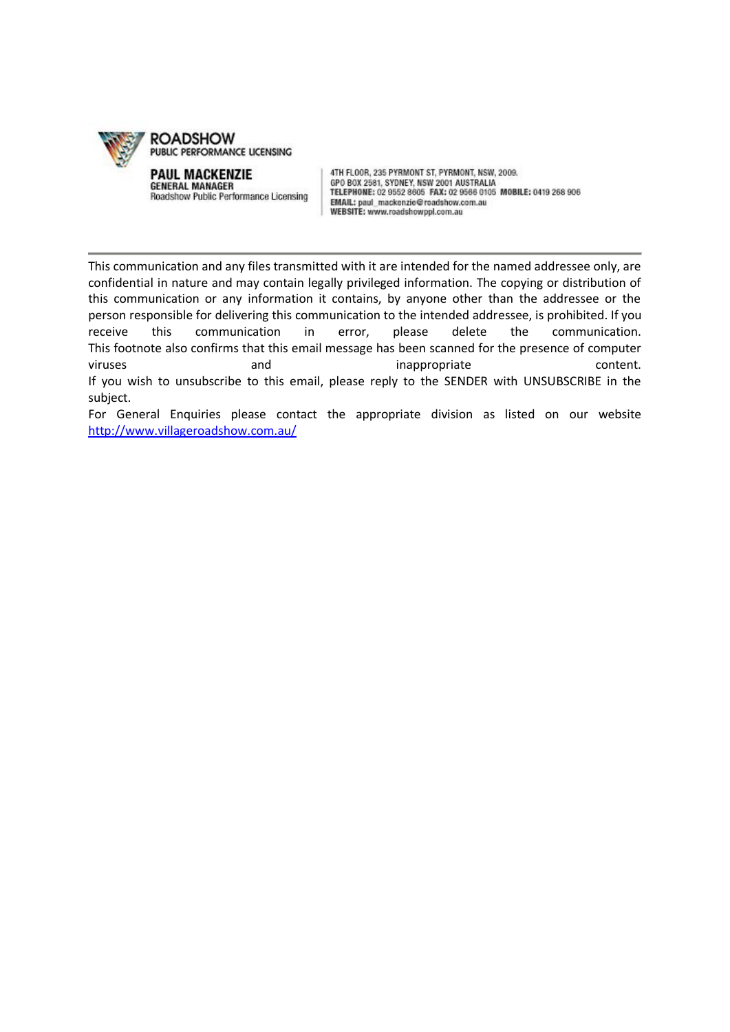**ROADSHOW**
PUBLIC PERFORMANCE LICENSING

**PAUL MACKENZIE**
**GENERAL MANAGER**
Roadshow Public Performance Licensing

4TH FLOOR, 235 PYRMONT ST, PYRMONT, NSW, 2009.
GPO BOX 2581, SYDNEY, NSW 2001 AUSTRALIA
**TELEPHONE:** 02 9552 8605 **FAX:** 02 9566 0105 **MOBILE:** 0419 268 906
**EMAIL:** paul_mackenzie@roadshow.com.au
**WEBSITE:** www.roadshowppl.com.au

---

This communication and any files transmitted with it are intended for the named addressee only, are confidential in nature and may contain legally privileged information. The copying or distribution of this communication or any information it contains, by anyone other than the addressee or the person responsible for delivering this communication to the intended addressee, is prohibited. If you receive this communication in error, please delete the communication.
This footnote also confirms that this email message has been scanned for the presence of computer viruses and inappropriate content.
If you wish to unsubscribe to this email, please reply to the SENDER with UNSUBSCRIBE in the subject.

For General Enquiries please contact the appropriate division as listed on our website http://www.villageroadshow.com.au/